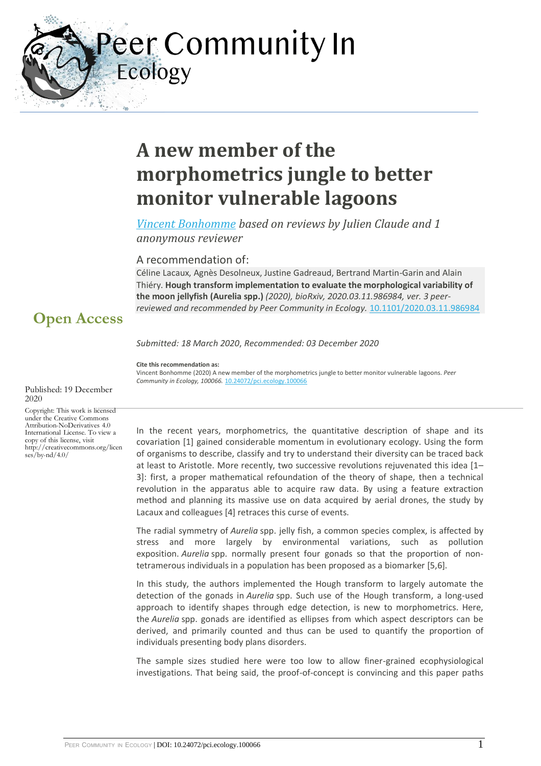# Peer Community In Ecology

# A new member of the morphometrics jungle to better monitor vulnerable lagoons

*Vincent Bonhomme based on reviews by Julien Claude and 1 anonymous reviewer*

A recommendation of:

Céline Lacaux, Agnès Desolneux, Justine Gadreaud, Bertrand Martin-Garin and Alain Thiéry. **Hough transform implementation to evaluate the morphological variability of the moon jellyfish (Aurelia spp.)** *(2020), bioRxiv, 2020.03.11.986984, ver. 3 peer-reviewed and recommended by Peer Community in Ecology.* 10.1101/2020.03.11.986984

**Open Access**

*Submitted: 18 March 2020, Recommended: 03 December 2020*

**Cite this recommendation as:**
Vincent Bonhomme (2020) A new member of the morphometrics jungle to better monitor vulnerable lagoons. *Peer Community in Ecology, 100066.* 10.24072/pci.ecology.100066

Published: 19 December 2020

Copyright: This work is licensed under the Creative Commons Attribution-NoDerivatives 4.0 International License. To view a copy of this license, visit http://creativecommons.org/licenses/by-nd/4.0/

In the recent years, morphometrics, the quantitative description of shape and its covariation [1] gained considerable momentum in evolutionary ecology. Using the form of organisms to describe, classify and try to understand their diversity can be traced back at least to Aristotle. More recently, two successive revolutions rejuvenated this idea [1–3]: first, a proper mathematical refoundation of the theory of shape, then a technical revolution in the apparatus able to acquire raw data. By using a feature extraction method and planning its massive use on data acquired by aerial drones, the study by Lacaux and colleagues [4] retraces this curse of events.

The radial symmetry of *Aurelia* spp. jelly fish, a common species complex, is affected by stress and more largely by environmental variations, such as pollution exposition. *Aurelia* spp. normally present four gonads so that the proportion of non-tetramerous individuals in a population has been proposed as a biomarker [5,6].

In this study, the authors implemented the Hough transform to largely automate the detection of the gonads in *Aurelia* spp. Such use of the Hough transform, a long-used approach to identify shapes through edge detection, is new to morphometrics. Here, the *Aurelia* spp. gonads are identified as ellipses from which aspect descriptors can be derived, and primarily counted and thus can be used to quantify the proportion of individuals presenting body plans disorders.

The sample sizes studied here were too low to allow finer-grained ecophysiological investigations. That being said, the proof-of-concept is convincing and this paper paths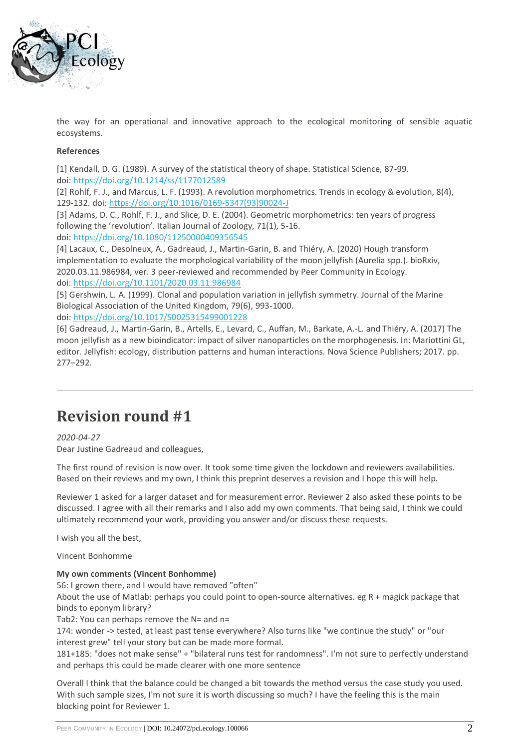the way for an operational and innovative approach to the ecological monitoring of sensible aquatic ecosystems.

**References**

[1] Kendall, D. G. (1989). A survey of the statistical theory of shape. Statistical Science, 87-99. doi: https://doi.org/10.1214/ss/1177012589
[2] Rohlf, F. J., and Marcus, L. F. (1993). A revolution morphometrics. Trends in ecology & evolution, 8(4), 129-132. doi: https://doi.org/10.1016/0169-5347(93)90024-J
[3] Adams, D. C., Rohlf, F. J., and Slice, D. E. (2004). Geometric morphometrics: ten years of progress following the 'revolution'. Italian Journal of Zoology, 71(1), 5-16. doi: https://doi.org/10.1080/11250000409356545
[4] Lacaux, C., Desolneux, A., Gadreaud, J., Martin-Garin, B. and Thiéry, A. (2020) Hough transform implementation to evaluate the morphological variability of the moon jellyfish (Aurelia spp.). bioRxiv, 2020.03.11.986984, ver. 3 peer-reviewed and recommended by Peer Community in Ecology. doi: https://doi.org/10.1101/2020.03.11.986984
[5] Gershwin, L. A. (1999). Clonal and population variation in jellyfish symmetry. Journal of the Marine Biological Association of the United Kingdom, 79(6), 993-1000. doi: https://doi.org/10.1017/S0025315499001228
[6] Gadreaud, J., Martin-Garin, B., Artells, E., Levard, C., Auffan, M., Barkate, A.-L. and Thiéry, A. (2017) The moon jellyfish as a new bioindicator: impact of silver nanoparticles on the morphogenesis. In: Mariottini GL, editor. Jellyfish: ecology, distribution patterns and human interactions. Nova Science Publishers; 2017. pp. 277–292.

---

# Revision round #1

*2020-04-27*

Dear Justine Gadreaud and colleagues,

The first round of revision is now over. It took some time given the lockdown and reviewers availabilities. Based on their reviews and my own, I think this preprint deserves a revision and I hope this will help.

Reviewer 1 asked for a larger dataset and for measurement error. Reviewer 2 also asked these points to be discussed. I agree with all their remarks and I also add my own comments. That being said, I think we could ultimately recommend your work, providing you answer and/or discuss these requests.

I wish you all the best,

Vincent Bonhomme

**My own comments (Vincent Bonhomme)**

56: I grown there, and I would have removed "often"
About the use of Matlab: perhaps you could point to open-source alternatives. eg R + magick package that binds to eponym library?
Tab2: You can perhaps remove the N= and n=
174: wonder -> tested, at least past tense everywhere? Also turns like "we continue the study" or "our interest grew" tell your story but can be made more formal.
181+185: "does not make sense" + "bilateral runs test for randomness". I'm not sure to perfectly understand and perhaps this could be made clearer with one more sentence

Overall I think that the balance could be changed a bit towards the method versus the case study you used. With such sample sizes, I'm not sure it is worth discussing so much? I have the feeling this is the main blocking point for Reviewer 1.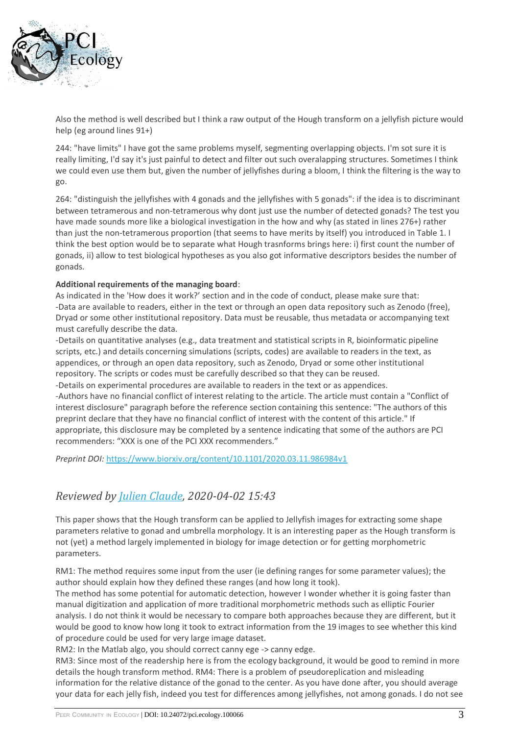Also the method is well described but I think a raw output of the Hough transform on a jellyfish picture would help (eg around lines 91+)

244: "have limits" I have got the same problems myself, segmenting overlapping objects. I'm sot sure it is really limiting, I'd say it's just painful to detect and filter out such overalapping structures. Sometimes I think we could even use them but, given the number of jellyfishes during a bloom, I think the filtering is the way to go.

264: "distinguish the jellyfishes with 4 gonads and the jellyfishes with 5 gonads": if the idea is to discriminant between tetramerous and non-tetramerous why dont just use the number of detected gonads? The test you have made sounds more like a biological investigation in the how and why (as stated in lines 276+) rather than just the non-tetramerous proportion (that seems to have merits by itself) you introduced in Table 1. I think the best option would be to separate what Hough trasnforms brings here: i) first count the number of gonads, ii) allow to test biological hypotheses as you also got informative descriptors besides the number of gonads.

**Additional requirements of the managing board**:
As indicated in the 'How does it work?' section and in the code of conduct, please make sure that:
-Data are available to readers, either in the text or through an open data repository such as Zenodo (free), Dryad or some other institutional repository. Data must be reusable, thus metadata or accompanying text must carefully describe the data.
-Details on quantitative analyses (e.g., data treatment and statistical scripts in R, bioinformatic pipeline scripts, etc.) and details concerning simulations (scripts, codes) are available to readers in the text, as appendices, or through an open data repository, such as Zenodo, Dryad or some other institutional repository. The scripts or codes must be carefully described so that they can be reused.
-Details on experimental procedures are available to readers in the text or as appendices.
-Authors have no financial conflict of interest relating to the article. The article must contain a "Conflict of interest disclosure" paragraph before the reference section containing this sentence: "The authors of this preprint declare that they have no financial conflict of interest with the content of this article." If appropriate, this disclosure may be completed by a sentence indicating that some of the authors are PCI recommenders: "XXX is one of the PCI XXX recommenders."

*Preprint DOI:* [https://www.biorxiv.org/content/10.1101/2020.03.11.986984v1](https://www.biorxiv.org/content/10.1101/2020.03.11.986984v1)

## *Reviewed by [Julien Claude](), 2020-04-02 15:43*

This paper shows that the Hough transform can be applied to Jellyfish images for extracting some shape parameters relative to gonad and umbrella morphology. It is an interesting paper as the Hough transform is not (yet) a method largely implemented in biology for image detection or for getting morphometric parameters.

RM1: The method requires some input from the user (ie defining ranges for some parameter values); the author should explain how they defined these ranges (and how long it took).
The method has some potential for automatic detection, however I wonder whether it is going faster than manual digitization and application of more traditional morphometric methods such as elliptic Fourier analysis. I do not think it would be necessary to compare both approaches because they are different, but it would be good to know how long it took to extract information from the 19 images to see whether this kind of procedure could be used for very large image dataset.
RM2: In the Matlab algo, you should correct canny ege -> canny edge.
RM3: Since most of the readership here is from the ecology background, it would be good to remind in more details the hough transform method. RM4: There is a problem of pseudoreplication and misleading information for the relative distance of the gonad to the center. As you have done after, you should average your data for each jelly fish, indeed you test for differences among jellyfishes, not among gonads. I do not see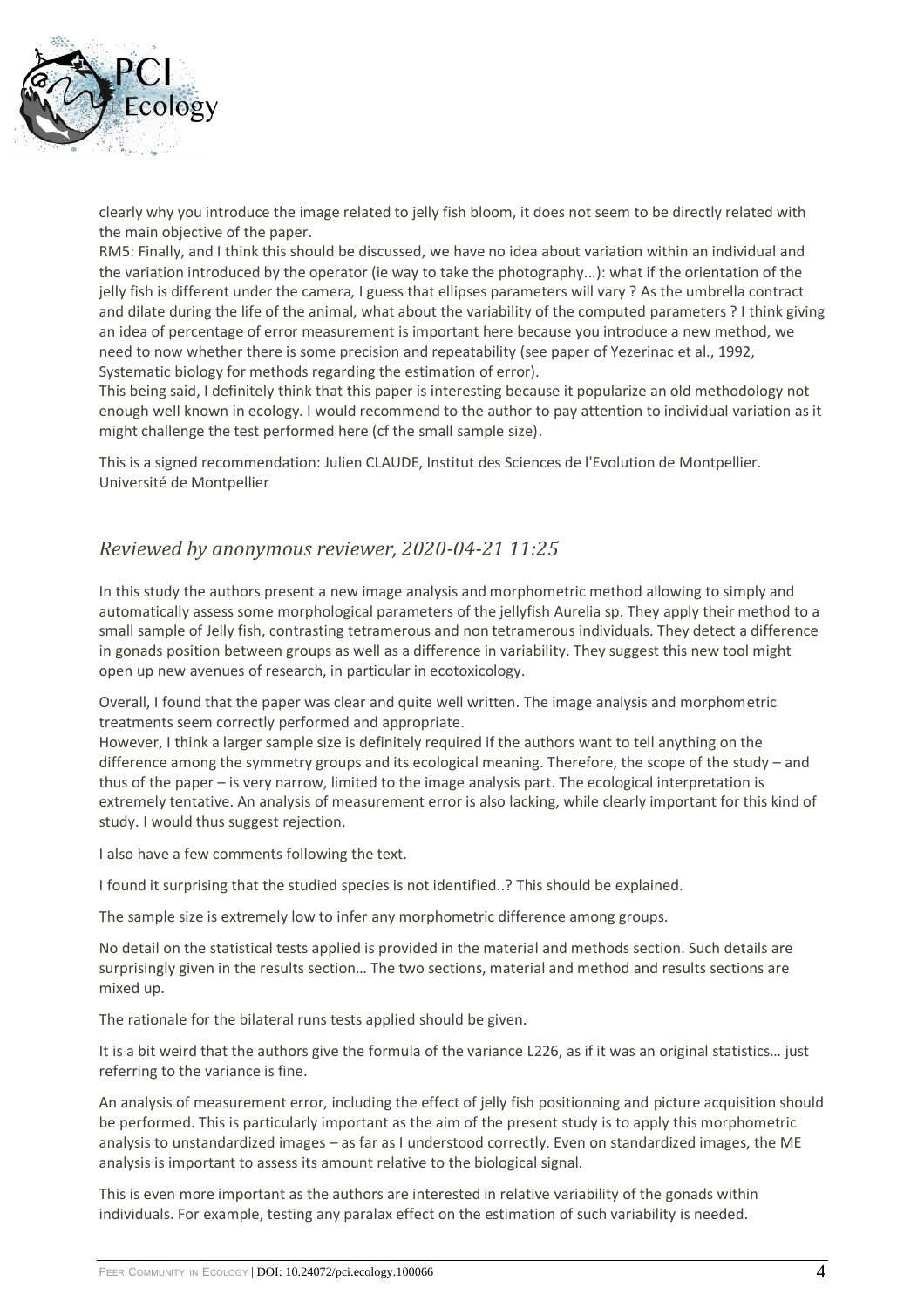clearly why you introduce the image related to jelly fish bloom, it does not seem to be directly related with the main objective of the paper.

RM5: Finally, and I think this should be discussed, we have no idea about variation within an individual and the variation introduced by the operator (ie way to take the photography...): what if the orientation of the jelly fish is different under the camera, I guess that ellipses parameters will vary ? As the umbrella contract and dilate during the life of the animal, what about the variability of the computed parameters ? I think giving an idea of percentage of error measurement is important here because you introduce a new method, we need to now whether there is some precision and repeatability (see paper of Yezerinac et al., 1992, Systematic biology for methods regarding the estimation of error).

This being said, I definitely think that this paper is interesting because it popularize an old methodology not enough well known in ecology. I would recommend to the author to pay attention to individual variation as it might challenge the test performed here (cf the small sample size).

This is a signed recommendation: Julien CLAUDE, Institut des Sciences de l'Evolution de Montpellier. Université de Montpellier

## *Reviewed by anonymous reviewer, 2020-04-21 11:25*

In this study the authors present a new image analysis and morphometric method allowing to simply and automatically assess some morphological parameters of the jellyfish Aurelia sp. They apply their method to a small sample of Jelly fish, contrasting tetramerous and non tetramerous individuals. They detect a difference in gonads position between groups as well as a difference in variability. They suggest this new tool might open up new avenues of research, in particular in ecotoxicology.

Overall, I found that the paper was clear and quite well written. The image analysis and morphometric treatments seem correctly performed and appropriate.

However, I think a larger sample size is definitely required if the authors want to tell anything on the difference among the symmetry groups and its ecological meaning. Therefore, the scope of the study – and thus of the paper – is very narrow, limited to the image analysis part. The ecological interpretation is extremely tentative. An analysis of measurement error is also lacking, while clearly important for this kind of study. I would thus suggest rejection.

I also have a few comments following the text.

I found it surprising that the studied species is not identified..? This should be explained.

The sample size is extremely low to infer any morphometric difference among groups.

No detail on the statistical tests applied is provided in the material and methods section. Such details are surprisingly given in the results section… The two sections, material and method and results sections are mixed up.

The rationale for the bilateral runs tests applied should be given.

It is a bit weird that the authors give the formula of the variance L226, as if it was an original statistics… just referring to the variance is fine.

An analysis of measurement error, including the effect of jelly fish positionning and picture acquisition should be performed. This is particularly important as the aim of the present study is to apply this morphometric analysis to unstandardized images – as far as I understood correctly. Even on standardized images, the ME analysis is important to assess its amount relative to the biological signal.

This is even more important as the authors are interested in relative variability of the gonads within individuals. For example, testing any paralax effect on the estimation of such variability is needed.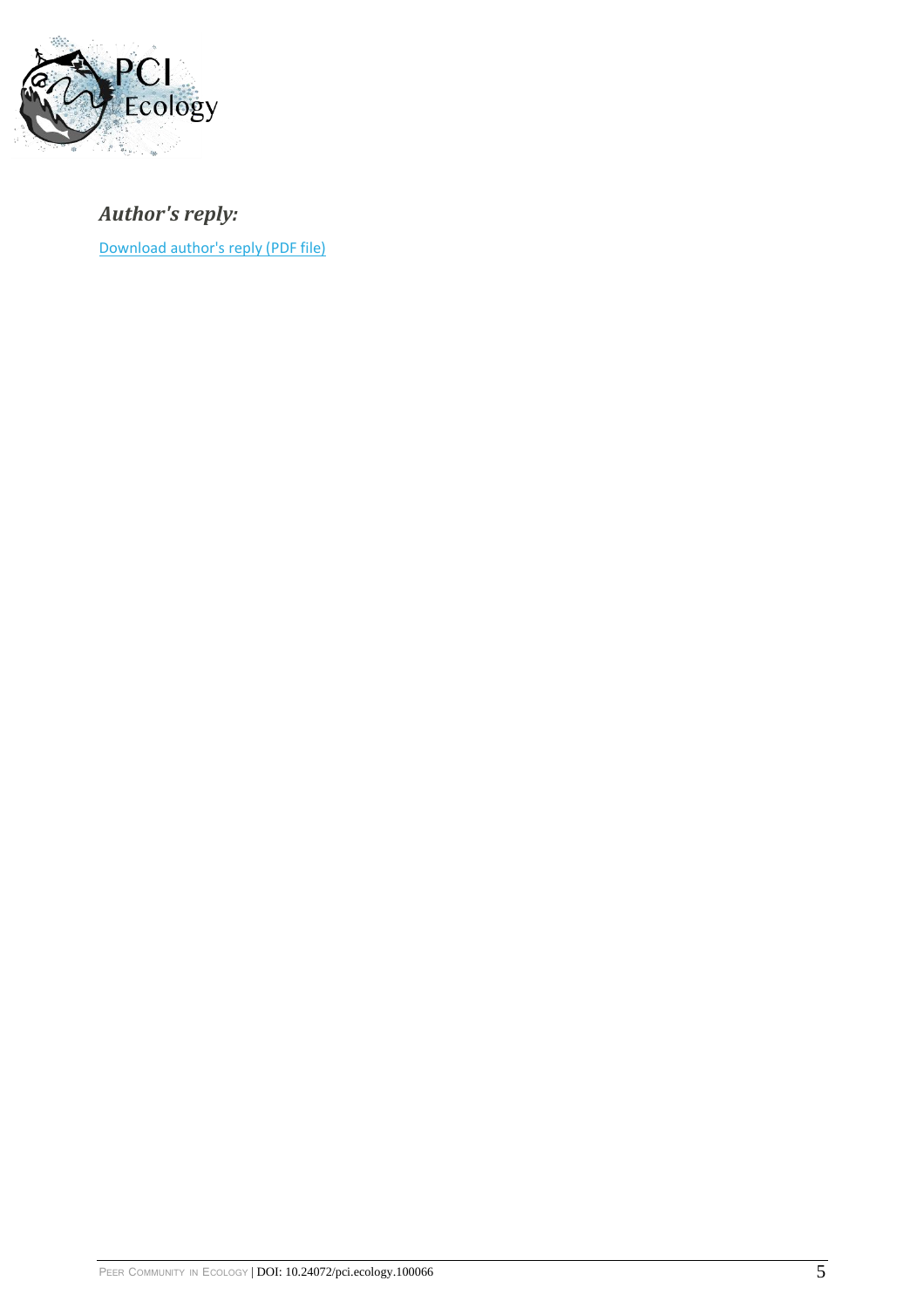### *Author's reply:*

Download author's reply (PDF file)